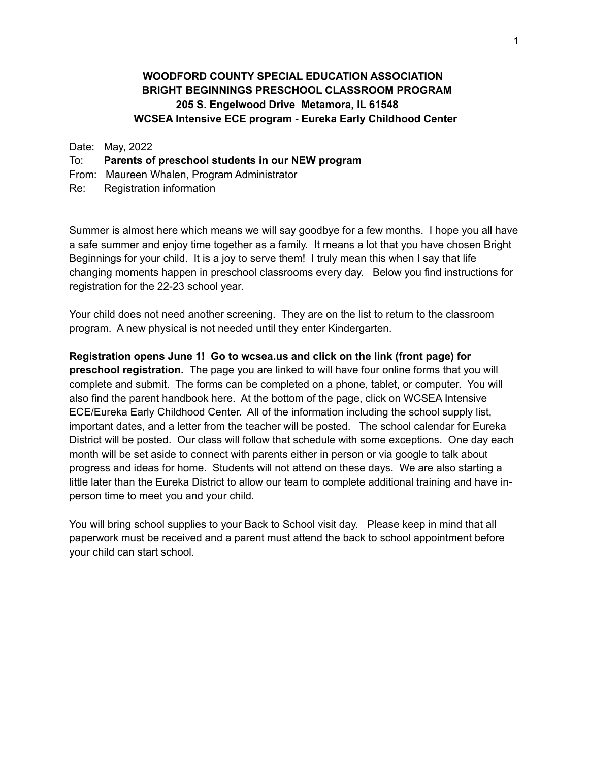**WOODFORD COUNTY SPECIAL EDUCATION ASSOCIATION**
**BRIGHT BEGINNINGS PRESCHOOL CLASSROOM PROGRAM**
**205 S. Engelwood Drive Metamora, IL 61548**
**WCSEA Intensive ECE program - Eureka Early Childhood Center**

Date: May, 2022
To: **Parents of preschool students in our NEW program**
From: Maureen Whalen, Program Administrator
Re: Registration information

Summer is almost here which means we will say goodbye for a few months. I hope you all have a safe summer and enjoy time together as a family. It means a lot that you have chosen Bright Beginnings for your child. It is a joy to serve them! I truly mean this when I say that life changing moments happen in preschool classrooms every day. Below you find instructions for registration for the 22-23 school year.

Your child does not need another screening. They are on the list to return to the classroom program. A new physical is not needed until they enter Kindergarten.

**Registration opens June 1! Go to wcsea.us and click on the link (front page) for preschool registration.** The page you are linked to will have four online forms that you will complete and submit. The forms can be completed on a phone, tablet, or computer. You will also find the parent handbook here. At the bottom of the page, click on WCSEA Intensive ECE/Eureka Early Childhood Center. All of the information including the school supply list, important dates, and a letter from the teacher will be posted. The school calendar for Eureka District will be posted. Our class will follow that schedule with some exceptions. One day each month will be set aside to connect with parents either in person or via google to talk about progress and ideas for home. Students will not attend on these days. We are also starting a little later than the Eureka District to allow our team to complete additional training and have in-person time to meet you and your child.

You will bring school supplies to your Back to School visit day. Please keep in mind that all paperwork must be received and a parent must attend the back to school appointment before your child can start school.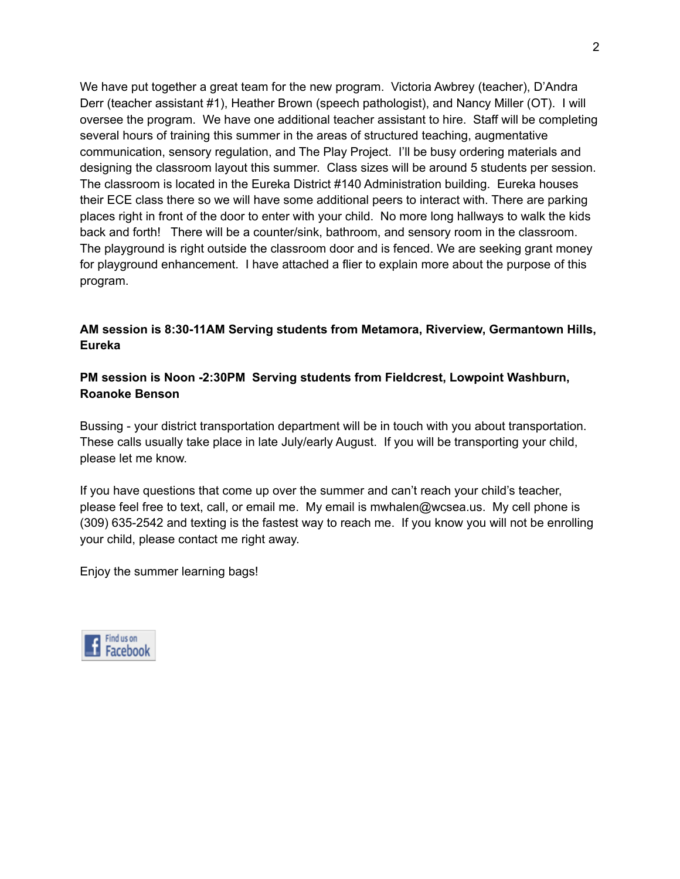We have put together a great team for the new program. Victoria Awbrey (teacher), D'Andra Derr (teacher assistant #1), Heather Brown (speech pathologist), and Nancy Miller (OT). I will oversee the program. We have one additional teacher assistant to hire. Staff will be completing several hours of training this summer in the areas of structured teaching, augmentative communication, sensory regulation, and The Play Project. I'll be busy ordering materials and designing the classroom layout this summer. Class sizes will be around 5 students per session. The classroom is located in the Eureka District #140 Administration building. Eureka houses their ECE class there so we will have some additional peers to interact with. There are parking places right in front of the door to enter with your child. No more long hallways to walk the kids back and forth! There will be a counter/sink, bathroom, and sensory room in the classroom. The playground is right outside the classroom door and is fenced. We are seeking grant money for playground enhancement. I have attached a flier to explain more about the purpose of this program.

**AM session is 8:30-11AM Serving students from Metamora, Riverview, Germantown Hills, Eureka**

**PM session is Noon -2:30PM Serving students from Fieldcrest, Lowpoint Washburn, Roanoke Benson**

Bussing - your district transportation department will be in touch with you about transportation. These calls usually take place in late July/early August. If you will be transporting your child, please let me know.

If you have questions that come up over the summer and can't reach your child's teacher, please feel free to text, call, or email me. My email is mwhalen@wcsea.us. My cell phone is (309) 635-2542 and texting is the fastest way to reach me. If you know you will not be enrolling your child, please contact me right away.

Enjoy the summer learning bags!

Find us on Facebook